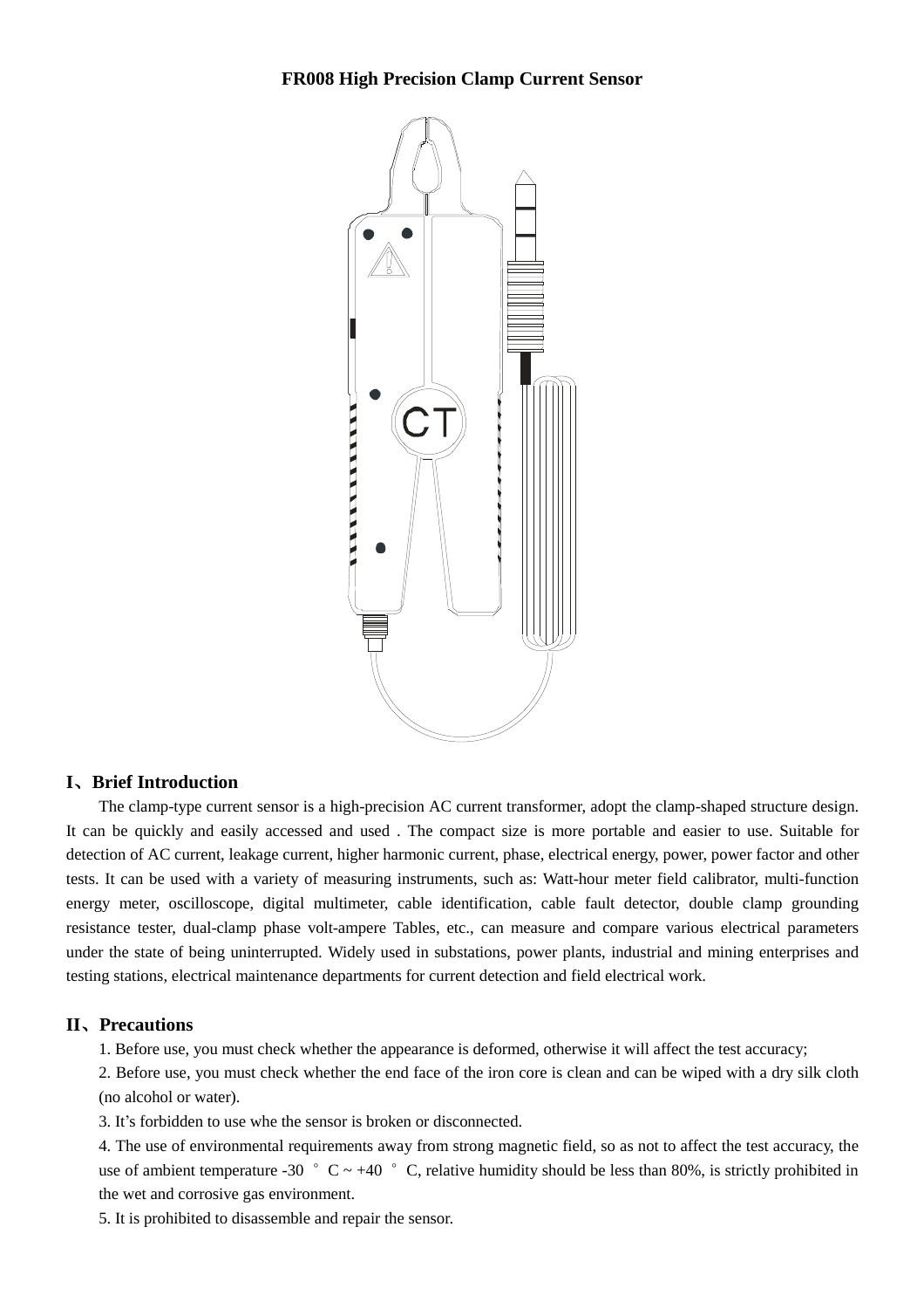# FR008 High Precision Clamp Current Sensor

CT

## I、Brief Introduction

The clamp-type current sensor is a high-precision AC current transformer, adopt the clamp-shaped structure design. It can be quickly and easily accessed and used . The compact size is more portable and easier to use. Suitable for detection of AC current, leakage current, higher harmonic current, phase, electrical energy, power, power factor and other tests. It can be used with a variety of measuring instruments, such as: Watt-hour meter field calibrator, multi-function energy meter, oscilloscope, digital multimeter, cable identification, cable fault detector, double clamp grounding resistance tester, dual-clamp phase volt-ampere Tables, etc., can measure and compare various electrical parameters under the state of being uninterrupted. Widely used in substations, power plants, industrial and mining enterprises and testing stations, electrical maintenance departments for current detection and field electrical work.

## II、Precautions

1. Before use, you must check whether the appearance is deformed, otherwise it will affect the test accuracy;
2. Before use, you must check whether the end face of the iron core is clean and can be wiped with a dry silk cloth (no alcohol or water).
3. It's forbidden to use whe the sensor is broken or disconnected.
4. The use of environmental requirements away from strong magnetic field, so as not to affect the test accuracy, the use of ambient temperature -30 ° C ~ +40 ° C, relative humidity should be less than 80%, is strictly prohibited in the wet and corrosive gas environment.
5. It is prohibited to disassemble and repair the sensor.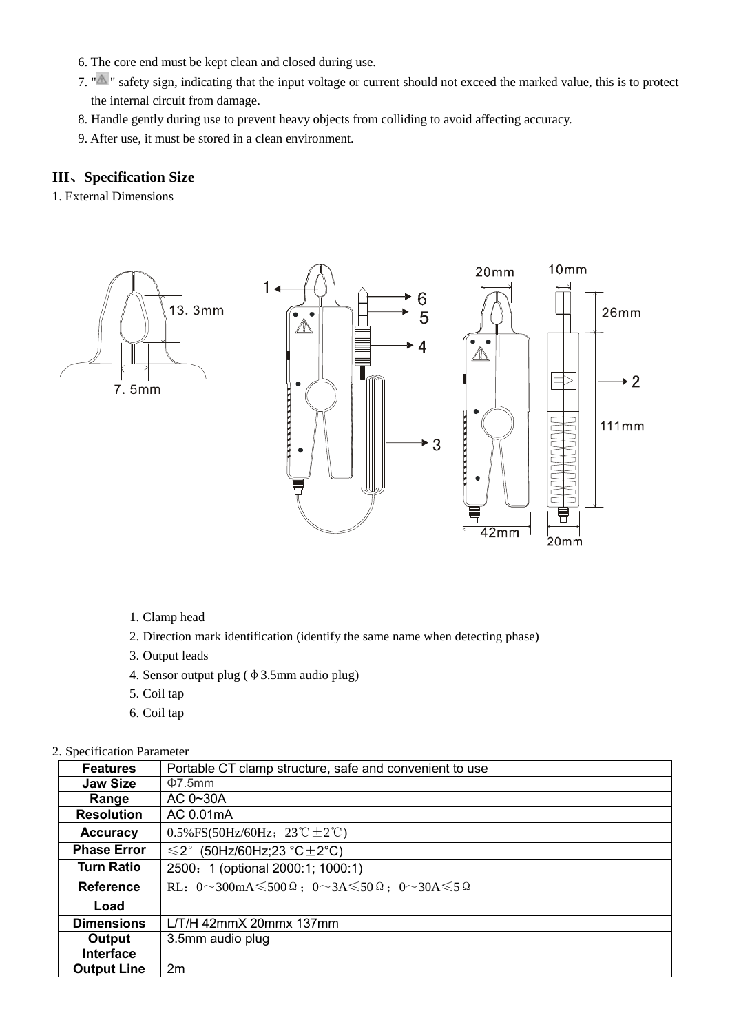6. The core end must be kept clean and closed during use.
7. "⚠" safety sign, indicating that the input voltage or current should not exceed the marked value, this is to protect the internal circuit from damage.
8. Handle gently during use to prevent heavy objects from colliding to avoid affecting accuracy.
9. After use, it must be stored in a clean environment.

## III、Specification Size

1. External Dimensions

1. Clamp head
2. Direction mark identification (identify the same name when detecting phase)
3. Output leads
4. Sensor output plug (Φ3.5mm audio plug)
5. Coil tap
6. Coil tap

2. Specification Parameter

| **Features** | Portable CT clamp structure, safe and convenient to use |
|---|---|
| **Jaw Size** | Φ7.5mm |
| **Range** | AC 0~30A |
| **Resolution** | AC 0.01mA |
| **Accuracy** | 0.5%FS(50Hz/60Hz；23℃±2℃) |
| **Phase Error** | ≤2°(50Hz/60Hz;23 °C±2°C) |
| **Turn Ratio** | 2500：1 (optional 2000:1; 1000:1) |
| **Reference Load** | RL：0～300mA≤500Ω；0～3A≤50Ω；0～30A≤5Ω |
| **Dimensions** | L/T/H 42mmX 20mmx 137mm |
| **Output Interface** | 3.5mm audio plug |
| **Output Line** | 2m |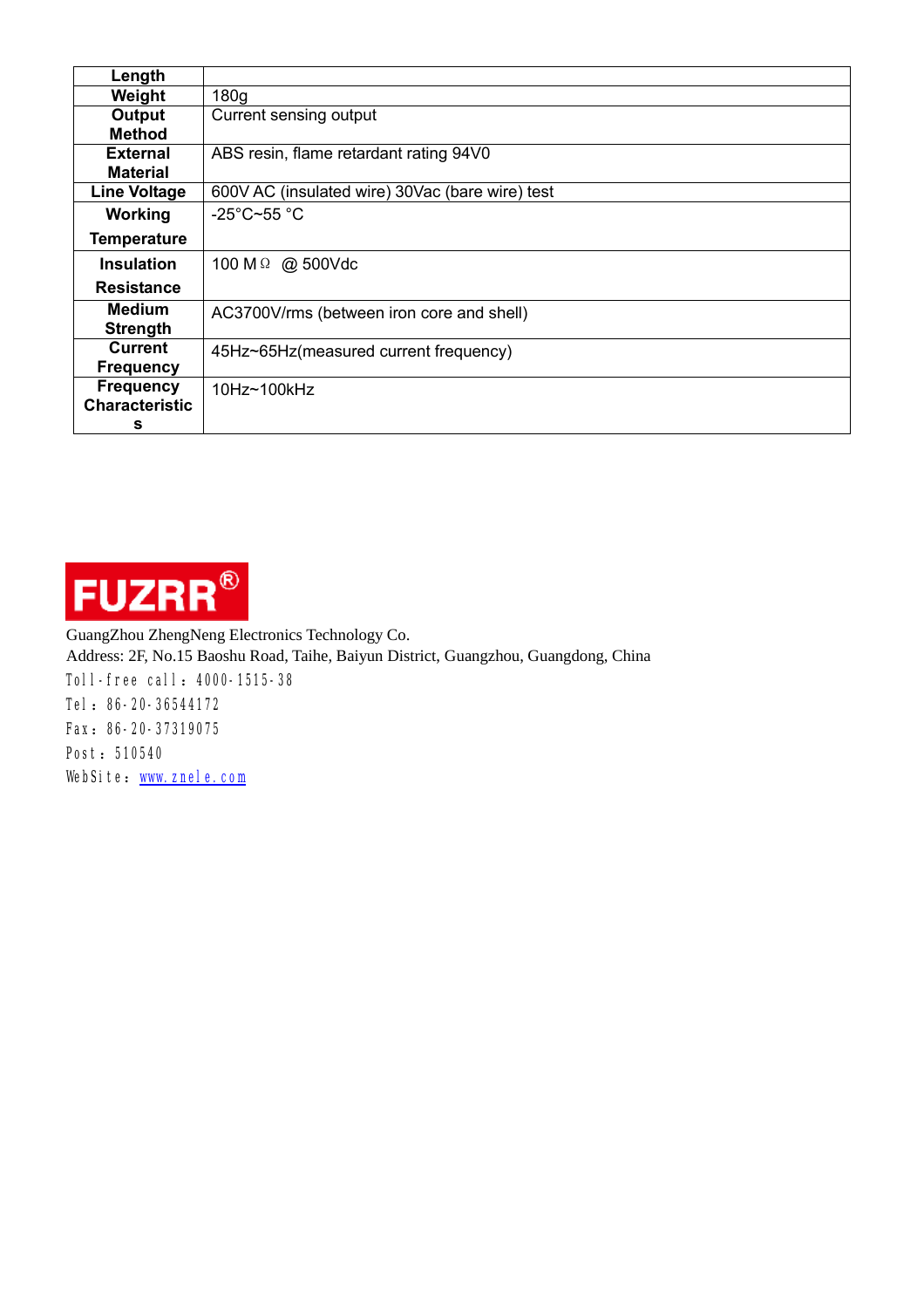| | |
|---|---|
| **Length** | |
| **Weight** | 180g |
| **Output Method** | Current sensing output |
| **External Material** | ABS resin, flame retardant rating 94V0 |
| **Line Voltage** | 600V AC (insulated wire) 30Vac (bare wire) test |
| **Working Temperature** | -25°C~55 °C |
| **Insulation Resistance** | 100 MΩ @ 500Vdc |
| **Medium Strength** | AC3700V/rms (between iron core and shell) |
| **Current Frequency** | 45Hz~65Hz(measured current frequency) |
| **Frequency Characteristics** | 10Hz~100kHz |

FUZRR®

GuangZhou ZhengNeng Electronics Technology Co.
Address: 2F, No.15 Baoshu Road, Taihe, Baiyun District, Guangzhou, Guangdong, China
Toll-free call：4000-1515-38
Tel：86-20-36544172
Fax：86-20-37319075
Post：510540
WebSite：www.znele.com